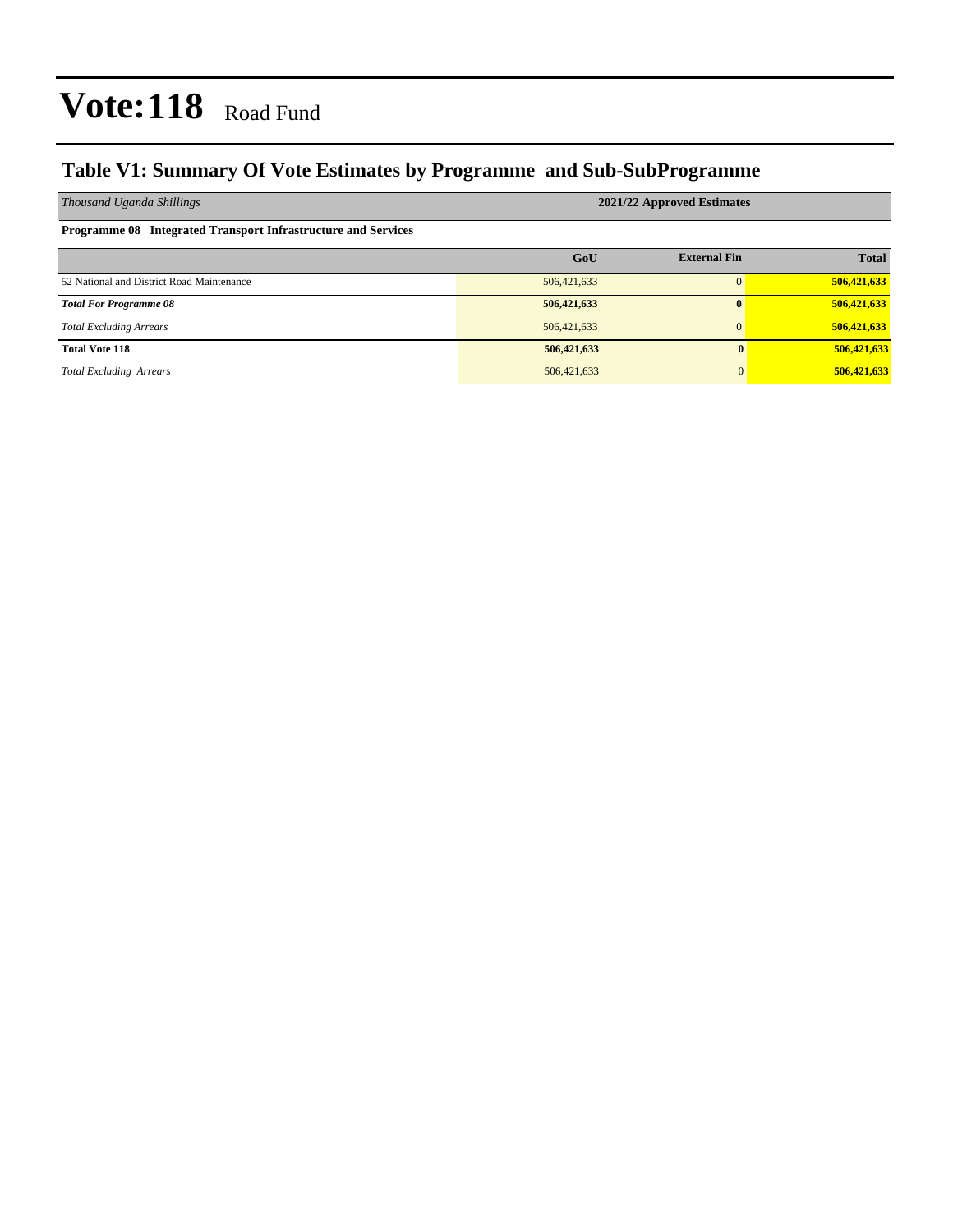# Vote:118 Road Fund

## Table V1: Summary Of Vote Estimates by Programme and Sub-SubProgramme

| *Thousand Uganda Shillings* | 2021/22 Approved Estimates | | |
|---|---|---|---|
| **Programme 08 Integrated Transport Infrastructure and Services** | | | |
| | **GoU** | **External Fin** | **Total** |
| 52 National and District Road Maintenance | 506,421,633 | 0 | **506,421,633** |
| ***Total For Programme 08*** | **506,421,633** | **0** | **506,421,633** |
| *Total Excluding Arrears* | 506,421,633 | 0 | **506,421,633** |
| **Total Vote 118** | **506,421,633** | **0** | **506,421,633** |
| *Total Excluding Arrears* | 506,421,633 | 0 | **506,421,633** |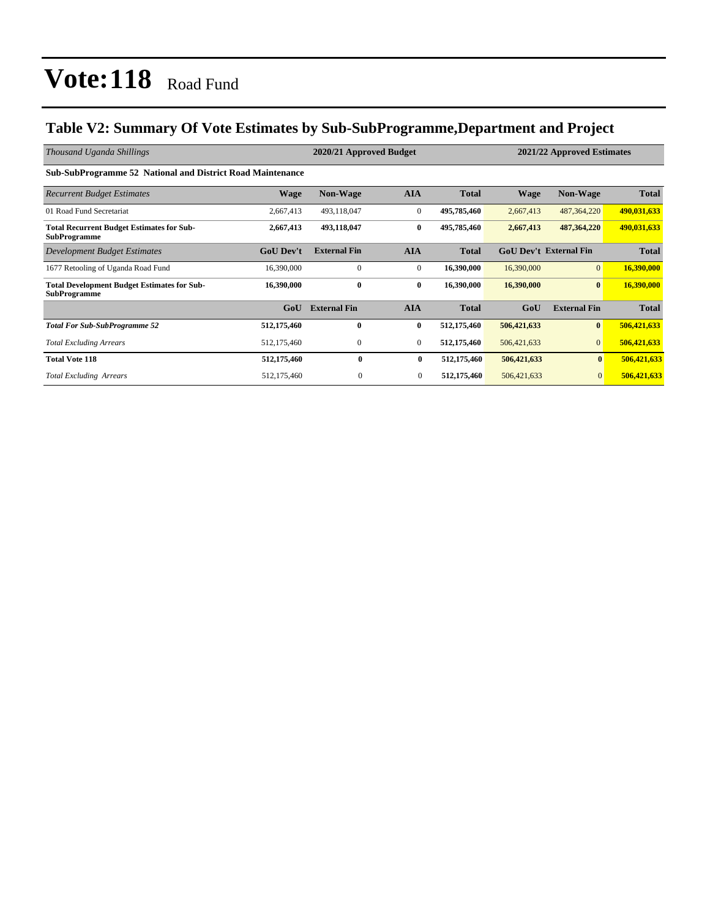# Vote:118 Road Fund

## Table V2: Summary Of Vote Estimates by Sub-SubProgramme,Department and Project

| *Thousand Uganda Shillings* | 2020/21 Approved Budget | | | | 2021/22 Approved Estimates | | |
|---|---|---|---|---|---|---|---|
| **Sub-SubProgramme 52 National and District Road Maintenance** | | | | | | | |
| *Recurrent Budget Estimates* | **Wage** | **Non-Wage** | **AIA** | **Total** | **Wage** | **Non-Wage** | **Total** |
| 01 Road Fund Secretariat | 2,667,413 | 493,118,047 | 0 | **495,785,460** | 2,667,413 | 487,364,220 | **490,031,633** |
| **Total Recurrent Budget Estimates for Sub-SubProgramme** | **2,667,413** | **493,118,047** | **0** | **495,785,460** | **2,667,413** | **487,364,220** | **490,031,633** |
| *Development Budget Estimates* | **GoU Dev't** | **External Fin** | **AIA** | **Total** | **GoU Dev't** | **External Fin** | **Total** |
| 1677 Retooling of Uganda Road Fund | 16,390,000 | 0 | 0 | **16,390,000** | 16,390,000 | 0 | **16,390,000** |
| **Total Development Budget Estimates for Sub-SubProgramme** | **16,390,000** | **0** | **0** | **16,390,000** | **16,390,000** | **0** | **16,390,000** |
| | **GoU** | **External Fin** | **AIA** | **Total** | **GoU** | **External Fin** | **Total** |
| ***Total For Sub-SubProgramme 52*** | **512,175,460** | **0** | **0** | **512,175,460** | **506,421,633** | **0** | **506,421,633** |
| *Total Excluding Arrears* | 512,175,460 | 0 | 0 | **512,175,460** | 506,421,633 | 0 | **506,421,633** |
| **Total Vote 118** | **512,175,460** | **0** | **0** | **512,175,460** | **506,421,633** | **0** | **506,421,633** |
| *Total Excluding Arrears* | 512,175,460 | 0 | 0 | **512,175,460** | 506,421,633 | 0 | **506,421,633** |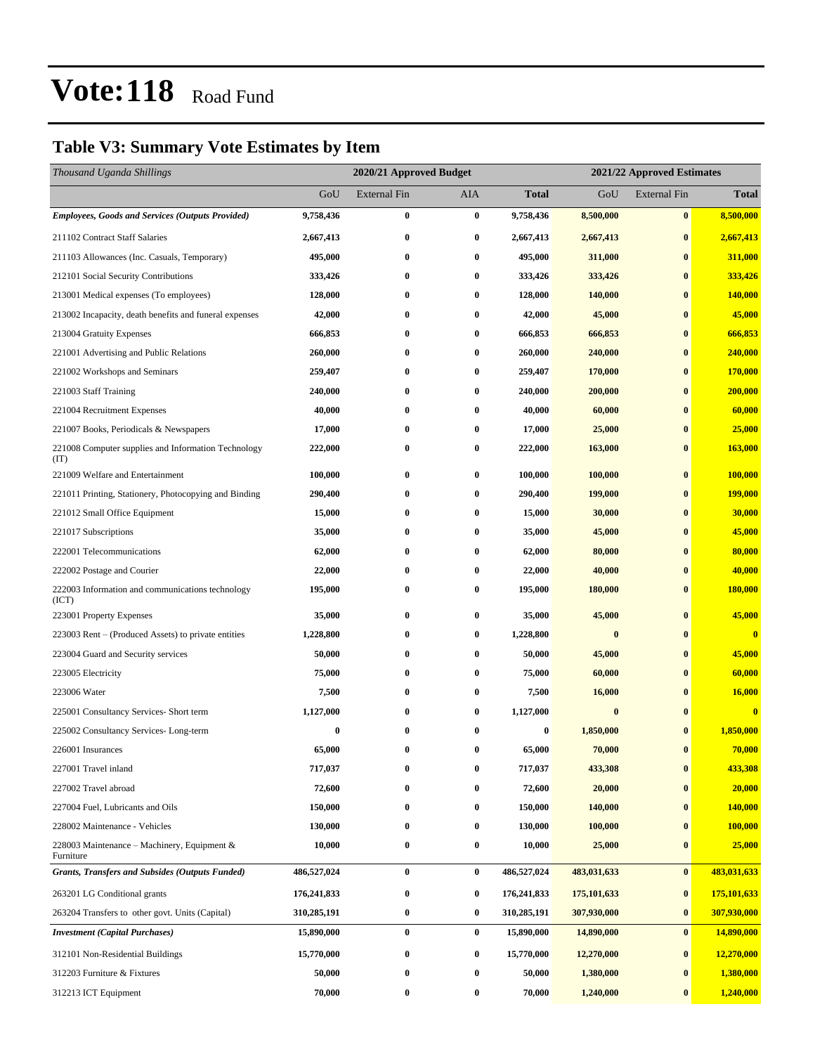# Vote:118 Road Fund

## Table V3: Summary Vote Estimates by Item

| *Thousand Uganda Shillings* | 2020/21 Approved Budget | | | | 2021/22 Approved Estimates | | |
|---|---|---|---|---|---|---|---|
| | GoU | External Fin | AIA | **Total** | GoU | External Fin | **Total** |
| ***Employees, Goods and Services (Outputs Provided)*** | **9,758,436** | **0** | **0** | **9,758,436** | **8,500,000** | **0** | **8,500,000** |
| 211102 Contract Staff Salaries | **2,667,413** | **0** | **0** | **2,667,413** | **2,667,413** | **0** | **2,667,413** |
| 211103 Allowances (Inc. Casuals, Temporary) | **495,000** | **0** | **0** | **495,000** | **311,000** | **0** | **311,000** |
| 212101 Social Security Contributions | **333,426** | **0** | **0** | **333,426** | **333,426** | **0** | **333,426** |
| 213001 Medical expenses (To employees) | **128,000** | **0** | **0** | **128,000** | **140,000** | **0** | **140,000** |
| 213002 Incapacity, death benefits and funeral expenses | **42,000** | **0** | **0** | **42,000** | **45,000** | **0** | **45,000** |
| 213004 Gratuity Expenses | **666,853** | **0** | **0** | **666,853** | **666,853** | **0** | **666,853** |
| 221001 Advertising and Public Relations | **260,000** | **0** | **0** | **260,000** | **240,000** | **0** | **240,000** |
| 221002 Workshops and Seminars | **259,407** | **0** | **0** | **259,407** | **170,000** | **0** | **170,000** |
| 221003 Staff Training | **240,000** | **0** | **0** | **240,000** | **200,000** | **0** | **200,000** |
| 221004 Recruitment Expenses | **40,000** | **0** | **0** | **40,000** | **60,000** | **0** | **60,000** |
| 221007 Books, Periodicals & Newspapers | **17,000** | **0** | **0** | **17,000** | **25,000** | **0** | **25,000** |
| 221008 Computer supplies and Information Technology (IT) | **222,000** | **0** | **0** | **222,000** | **163,000** | **0** | **163,000** |
| 221009 Welfare and Entertainment | **100,000** | **0** | **0** | **100,000** | **100,000** | **0** | **100,000** |
| 221011 Printing, Stationery, Photocopying and Binding | **290,400** | **0** | **0** | **290,400** | **199,000** | **0** | **199,000** |
| 221012 Small Office Equipment | **15,000** | **0** | **0** | **15,000** | **30,000** | **0** | **30,000** |
| 221017 Subscriptions | **35,000** | **0** | **0** | **35,000** | **45,000** | **0** | **45,000** |
| 222001 Telecommunications | **62,000** | **0** | **0** | **62,000** | **80,000** | **0** | **80,000** |
| 222002 Postage and Courier | **22,000** | **0** | **0** | **22,000** | **40,000** | **0** | **40,000** |
| 222003 Information and communications technology (ICT) | **195,000** | **0** | **0** | **195,000** | **180,000** | **0** | **180,000** |
| 223001 Property Expenses | **35,000** | **0** | **0** | **35,000** | **45,000** | **0** | **45,000** |
| 223003 Rent – (Produced Assets) to private entities | **1,228,800** | **0** | **0** | **1,228,800** | **0** | **0** | **0** |
| 223004 Guard and Security services | **50,000** | **0** | **0** | **50,000** | **45,000** | **0** | **45,000** |
| 223005 Electricity | **75,000** | **0** | **0** | **75,000** | **60,000** | **0** | **60,000** |
| 223006 Water | **7,500** | **0** | **0** | **7,500** | **16,000** | **0** | **16,000** |
| 225001 Consultancy Services- Short term | **1,127,000** | **0** | **0** | **1,127,000** | **0** | **0** | **0** |
| 225002 Consultancy Services- Long-term | **0** | **0** | **0** | **0** | **1,850,000** | **0** | **1,850,000** |
| 226001 Insurances | **65,000** | **0** | **0** | **65,000** | **70,000** | **0** | **70,000** |
| 227001 Travel inland | **717,037** | **0** | **0** | **717,037** | **433,308** | **0** | **433,308** |
| 227002 Travel abroad | **72,600** | **0** | **0** | **72,600** | **20,000** | **0** | **20,000** |
| 227004 Fuel, Lubricants and Oils | **150,000** | **0** | **0** | **150,000** | **140,000** | **0** | **140,000** |
| 228002 Maintenance - Vehicles | **130,000** | **0** | **0** | **130,000** | **100,000** | **0** | **100,000** |
| 228003 Maintenance – Machinery, Equipment & Furniture | **10,000** | **0** | **0** | **10,000** | **25,000** | **0** | **25,000** |
| ***Grants, Transfers and Subsides (Outputs Funded)*** | **486,527,024** | **0** | **0** | **486,527,024** | **483,031,633** | **0** | **483,031,633** |
| 263201 LG Conditional grants | **176,241,833** | **0** | **0** | **176,241,833** | **175,101,633** | **0** | **175,101,633** |
| 263204 Transfers to other govt. Units (Capital) | **310,285,191** | **0** | **0** | **310,285,191** | **307,930,000** | **0** | **307,930,000** |
| ***Investment (Capital Purchases)*** | **15,890,000** | **0** | **0** | **15,890,000** | **14,890,000** | **0** | **14,890,000** |
| 312101 Non-Residential Buildings | **15,770,000** | **0** | **0** | **15,770,000** | **12,270,000** | **0** | **12,270,000** |
| 312203 Furniture & Fixtures | **50,000** | **0** | **0** | **50,000** | **1,380,000** | **0** | **1,380,000** |
| 312213 ICT Equipment | **70,000** | **0** | **0** | **70,000** | **1,240,000** | **0** | **1,240,000** |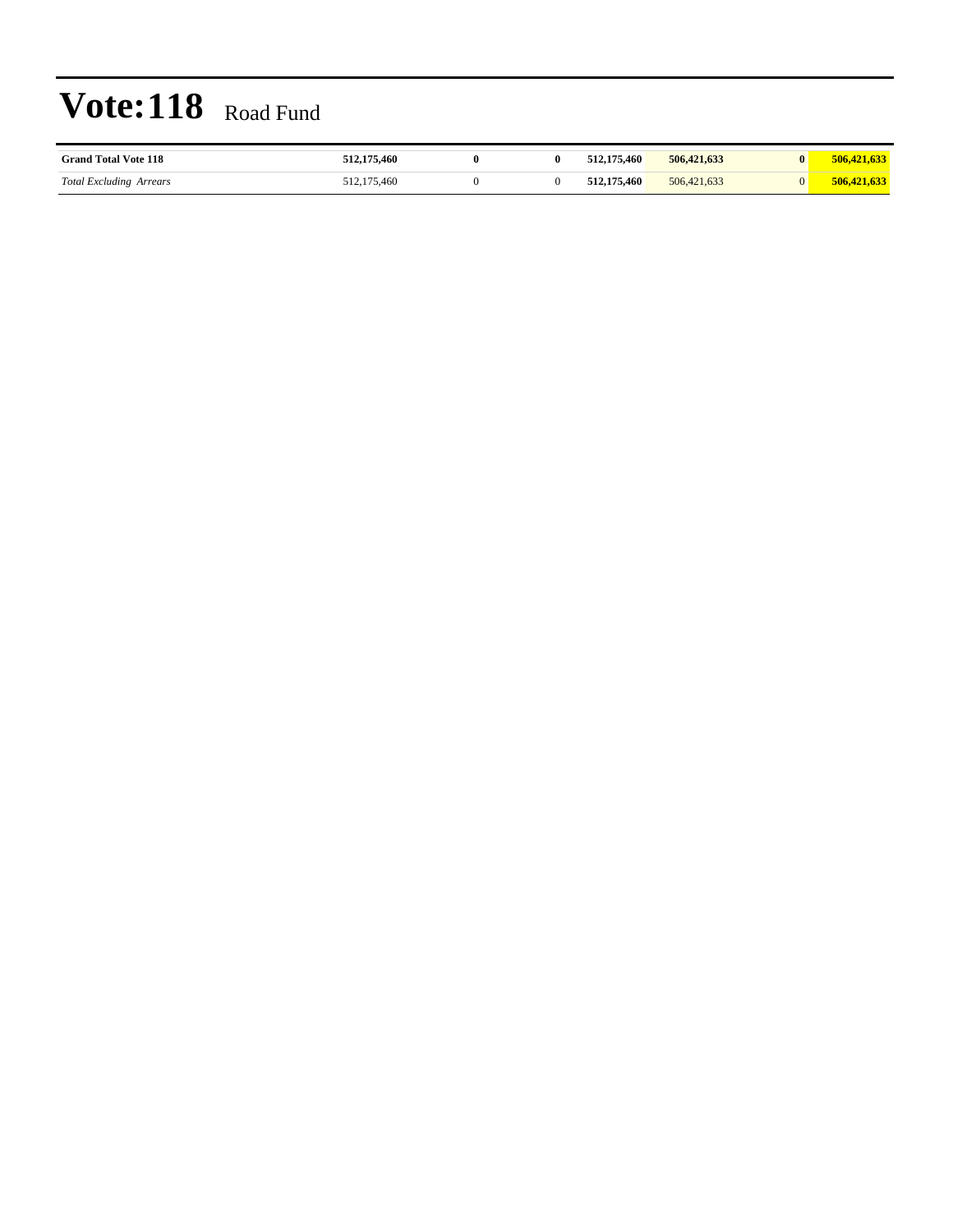# Vote:118 Road Fund

| | | | | | | | |
|---|---|---|---|---|---|---|---|
| **Grand Total Vote 118** | **512,175,460** | **0** | **0** | **512,175,460** | **506,421,633** | **0** | **506,421,633** |
| *Total Excluding Arrears* | 512,175,460 | 0 | 0 | **512,175,460** | 506,421,633 | 0 | **506,421,633** |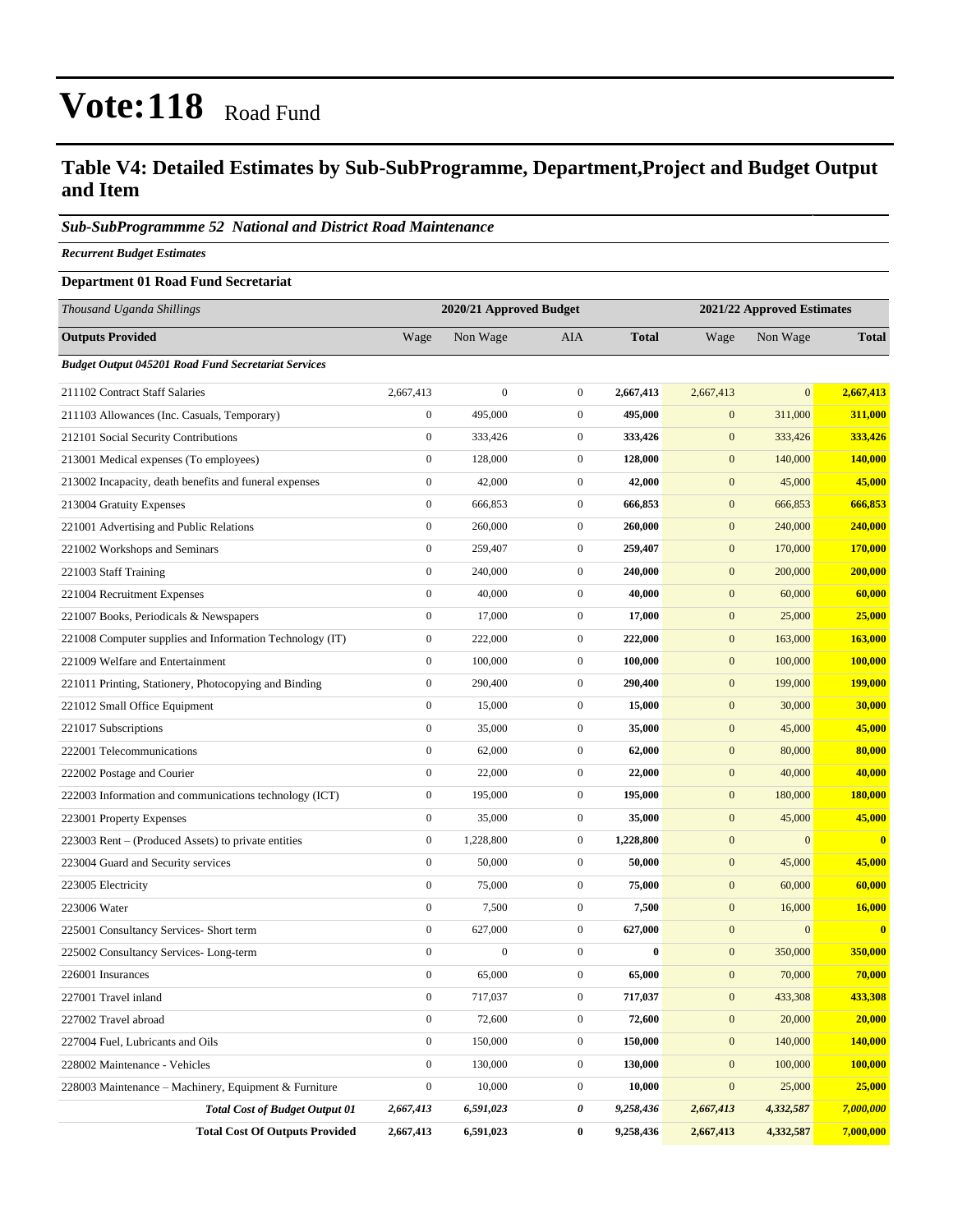# Vote:118 Road Fund

## Table V4: Detailed Estimates by Sub-SubProgramme, Department,Project and Budget Output and Item

***Sub-SubProgrammme 52 National and District Road Maintenance***

***Recurrent Budget Estimates***

**Department 01 Road Fund Secretariat**

| *Thousand Uganda Shillings* | 2020/21 Approved Budget | | | | 2021/22 Approved Estimates | | |
|---|---|---|---|---|---|---|---|
| **Outputs Provided** | Wage | Non Wage | AIA | **Total** | Wage | Non Wage | **Total** |
| ***Budget Output 045201 Road Fund Secretariat Services*** | | | | | | | |
| 211102 Contract Staff Salaries | 2,667,413 | 0 | 0 | **2,667,413** | 2,667,413 | 0 | **2,667,413** |
| 211103 Allowances (Inc. Casuals, Temporary) | 0 | 495,000 | 0 | **495,000** | 0 | 311,000 | **311,000** |
| 212101 Social Security Contributions | 0 | 333,426 | 0 | **333,426** | 0 | 333,426 | **333,426** |
| 213001 Medical expenses (To employees) | 0 | 128,000 | 0 | **128,000** | 0 | 140,000 | **140,000** |
| 213002 Incapacity, death benefits and funeral expenses | 0 | 42,000 | 0 | **42,000** | 0 | 45,000 | **45,000** |
| 213004 Gratuity Expenses | 0 | 666,853 | 0 | **666,853** | 0 | 666,853 | **666,853** |
| 221001 Advertising and Public Relations | 0 | 260,000 | 0 | **260,000** | 0 | 240,000 | **240,000** |
| 221002 Workshops and Seminars | 0 | 259,407 | 0 | **259,407** | 0 | 170,000 | **170,000** |
| 221003 Staff Training | 0 | 240,000 | 0 | **240,000** | 0 | 200,000 | **200,000** |
| 221004 Recruitment Expenses | 0 | 40,000 | 0 | **40,000** | 0 | 60,000 | **60,000** |
| 221007 Books, Periodicals & Newspapers | 0 | 17,000 | 0 | **17,000** | 0 | 25,000 | **25,000** |
| 221008 Computer supplies and Information Technology (IT) | 0 | 222,000 | 0 | **222,000** | 0 | 163,000 | **163,000** |
| 221009 Welfare and Entertainment | 0 | 100,000 | 0 | **100,000** | 0 | 100,000 | **100,000** |
| 221011 Printing, Stationery, Photocopying and Binding | 0 | 290,400 | 0 | **290,400** | 0 | 199,000 | **199,000** |
| 221012 Small Office Equipment | 0 | 15,000 | 0 | **15,000** | 0 | 30,000 | **30,000** |
| 221017 Subscriptions | 0 | 35,000 | 0 | **35,000** | 0 | 45,000 | **45,000** |
| 222001 Telecommunications | 0 | 62,000 | 0 | **62,000** | 0 | 80,000 | **80,000** |
| 222002 Postage and Courier | 0 | 22,000 | 0 | **22,000** | 0 | 40,000 | **40,000** |
| 222003 Information and communications technology (ICT) | 0 | 195,000 | 0 | **195,000** | 0 | 180,000 | **180,000** |
| 223001 Property Expenses | 0 | 35,000 | 0 | **35,000** | 0 | 45,000 | **45,000** |
| 223003 Rent – (Produced Assets) to private entities | 0 | 1,228,800 | 0 | **1,228,800** | 0 | 0 | **0** |
| 223004 Guard and Security services | 0 | 50,000 | 0 | **50,000** | 0 | 45,000 | **45,000** |
| 223005 Electricity | 0 | 75,000 | 0 | **75,000** | 0 | 60,000 | **60,000** |
| 223006 Water | 0 | 7,500 | 0 | **7,500** | 0 | 16,000 | **16,000** |
| 225001 Consultancy Services- Short term | 0 | 627,000 | 0 | **627,000** | 0 | 0 | **0** |
| 225002 Consultancy Services- Long-term | 0 | 0 | 0 | **0** | 0 | 350,000 | **350,000** |
| 226001 Insurances | 0 | 65,000 | 0 | **65,000** | 0 | 70,000 | **70,000** |
| 227001 Travel inland | 0 | 717,037 | 0 | **717,037** | 0 | 433,308 | **433,308** |
| 227002 Travel abroad | 0 | 72,600 | 0 | **72,600** | 0 | 20,000 | **20,000** |
| 227004 Fuel, Lubricants and Oils | 0 | 150,000 | 0 | **150,000** | 0 | 140,000 | **140,000** |
| 228002 Maintenance - Vehicles | 0 | 130,000 | 0 | **130,000** | 0 | 100,000 | **100,000** |
| 228003 Maintenance – Machinery, Equipment & Furniture | 0 | 10,000 | 0 | **10,000** | 0 | 25,000 | **25,000** |
| ***Total Cost of Budget Output 01*** | ***2,667,413*** | ***6,591,023*** | ***0*** | ***9,258,436*** | ***2,667,413*** | ***4,332,587*** | ***7,000,000*** |
| **Total Cost Of Outputs Provided** | **2,667,413** | **6,591,023** | **0** | **9,258,436** | **2,667,413** | **4,332,587** | **7,000,000** |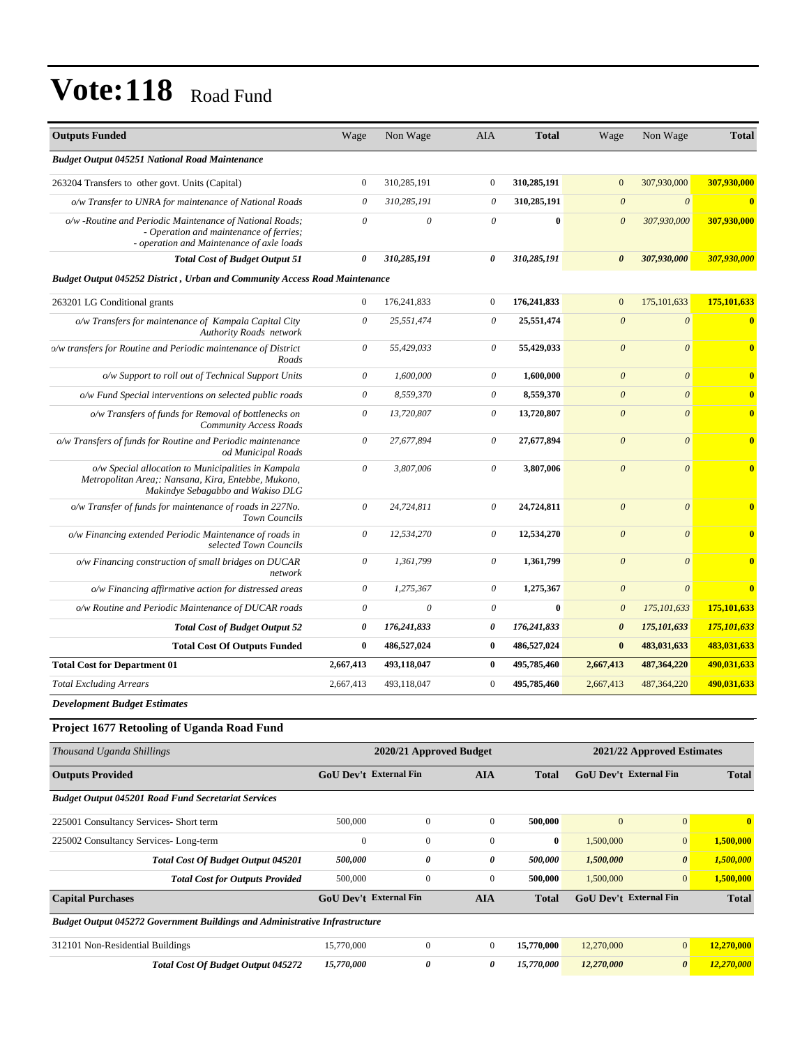# Vote:118 Road Fund

| Outputs Funded | Wage | Non Wage | AIA | Total | Wage | Non Wage | Total |
|---|---|---|---|---|---|---|---|
| ***Budget Output 045251 National Road Maintenance*** | | | | | | | |
| 263204 Transfers to other govt. Units (Capital) | 0 | 310,285,191 | 0 | **310,285,191** | 0 | 307,930,000 | **307,930,000** |
| *o/w Transfer to UNRA for maintenance of National Roads* | *0* | *310,285,191* | *0* | **310,285,191** | *0* | *0* | **0** |
| *o/w -Routine and Periodic Maintenance of National Roads; - Operation and maintenance of ferries; - operation and Maintenance of axle loads* | *0* | *0* | *0* | **0** | *0* | *307,930,000* | **307,930,000** |
| ***Total Cost of Budget Output 51*** | ***0*** | ***310,285,191*** | ***0*** | ***310,285,191*** | ***0*** | ***307,930,000*** | ***307,930,000*** |
| ***Budget Output 045252 District , Urban and Community Access Road Maintenance*** | | | | | | | |
| 263201 LG Conditional grants | 0 | 176,241,833 | 0 | **176,241,833** | 0 | 175,101,633 | **175,101,633** |
| *o/w Transfers for maintenance of Kampala Capital City Authority Roads network* | *0* | *25,551,474* | *0* | **25,551,474** | *0* | *0* | **0** |
| *o/w transfers for Routine and Periodic maintenance of District Roads* | *0* | *55,429,033* | *0* | **55,429,033** | *0* | *0* | **0** |
| *o/w Support to roll out of Technical Support Units* | *0* | *1,600,000* | *0* | **1,600,000** | *0* | *0* | **0** |
| *o/w Fund Special interventions on selected public roads* | *0* | *8,559,370* | *0* | **8,559,370** | *0* | *0* | **0** |
| *o/w Transfers of funds for Removal of bottlenecks on Community Access Roads* | *0* | *13,720,807* | *0* | **13,720,807** | *0* | *0* | **0** |
| *o/w Transfers of funds for Routine and Periodic maintenance od Municipal Roads* | *0* | *27,677,894* | *0* | **27,677,894** | *0* | *0* | **0** |
| *o/w Special allocation to Municipalities in Kampala Metropolitan Area;: Nansana, Kira, Entebbe, Mukono, Makindye Sebagabbo and Wakiso DLG* | *0* | *3,807,006* | *0* | **3,807,006** | *0* | *0* | **0** |
| *o/w Transfer of funds for maintenance of roads in 227No. Town Councils* | *0* | *24,724,811* | *0* | **24,724,811** | *0* | *0* | **0** |
| *o/w Financing extended Periodic Maintenance of roads in selected Town Councils* | *0* | *12,534,270* | *0* | **12,534,270** | *0* | *0* | **0** |
| *o/w Financing construction of small bridges on DUCAR network* | *0* | *1,361,799* | *0* | **1,361,799** | *0* | *0* | **0** |
| *o/w Financing affirmative action for distressed areas* | *0* | *1,275,367* | *0* | **1,275,367** | *0* | *0* | **0** |
| *o/w Routine and Periodic Maintenance of DUCAR roads* | *0* | *0* | *0* | **0** | *0* | *175,101,633* | **175,101,633** |
| ***Total Cost of Budget Output 52*** | ***0*** | ***176,241,833*** | ***0*** | ***176,241,833*** | ***0*** | ***175,101,633*** | ***175,101,633*** |
| **Total Cost Of Outputs Funded** | **0** | **486,527,024** | **0** | **486,527,024** | **0** | **483,031,633** | **483,031,633** |
| **Total Cost for Department 01** | **2,667,413** | **493,118,047** | **0** | **495,785,460** | **2,667,413** | **487,364,220** | **490,031,633** |
| *Total Excluding Arrears* | 2,667,413 | 493,118,047 | 0 | **495,785,460** | 2,667,413 | 487,364,220 | **490,031,633** |

***Development Budget Estimates***

### Project 1677 Retooling of Uganda Road Fund

| *Thousand Uganda Shillings* | 2020/21 Approved Budget | | | | 2021/22 Approved Estimates | | |
|---|---|---|---|---|---|---|---|
| **Outputs Provided** | **GoU Dev't** | **External Fin** | **AIA** | **Total** | **GoU Dev't** | **External Fin** | **Total** |
| ***Budget Output 045201 Road Fund Secretariat Services*** | | | | | | | |
| 225001 Consultancy Services- Short term | 500,000 | 0 | 0 | **500,000** | 0 | 0 | **0** |
| 225002 Consultancy Services- Long-term | 0 | 0 | 0 | **0** | 1,500,000 | 0 | **1,500,000** |
| ***Total Cost Of Budget Output 045201*** | ***500,000*** | ***0*** | ***0*** | ***500,000*** | ***1,500,000*** | ***0*** | ***1,500,000*** |
| ***Total Cost for Outputs Provided*** | 500,000 | 0 | 0 | **500,000** | 1,500,000 | 0 | **1,500,000** |
| **Capital Purchases** | **GoU Dev't** | **External Fin** | **AIA** | **Total** | **GoU Dev't** | **External Fin** | **Total** |
| ***Budget Output 045272 Government Buildings and Administrative Infrastructure*** | | | | | | | |
| 312101 Non-Residential Buildings | 15,770,000 | 0 | 0 | **15,770,000** | 12,270,000 | 0 | **12,270,000** |
| ***Total Cost Of Budget Output 045272*** | ***15,770,000*** | ***0*** | ***0*** | ***15,770,000*** | ***12,270,000*** | ***0*** | ***12,270,000*** |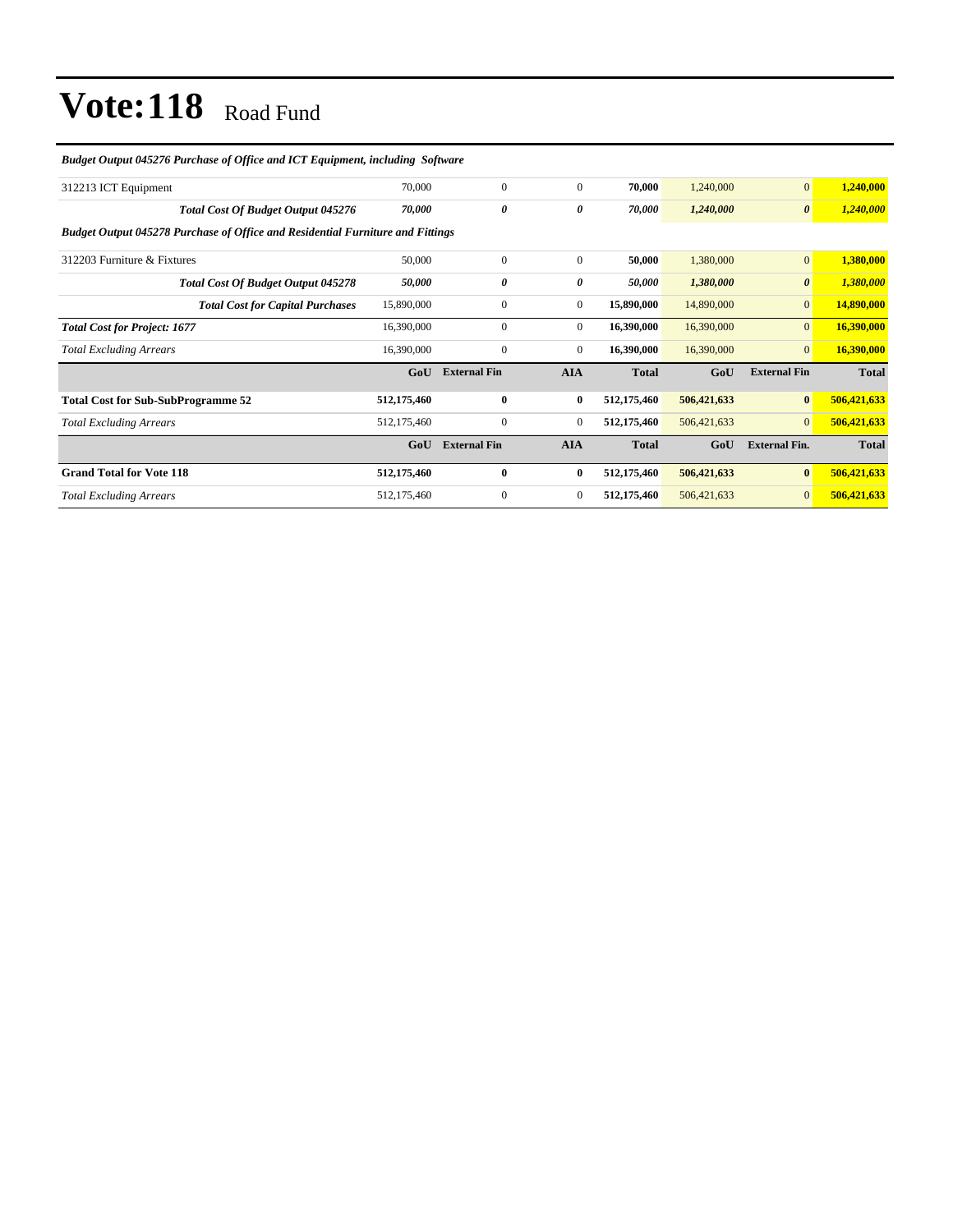# Vote:118 Road Fund

| | | | | | | | |
|---|---|---|---|---|---|---|---|
| ***Budget Output 045276 Purchase of Office and ICT Equipment, including Software*** | | | | | | | |
| 312213 ICT Equipment | 70,000 | 0 | 0 | **70,000** | 1,240,000 | 0 | **1,240,000** |
| ***Total Cost Of Budget Output 045276*** | ***70,000*** | ***0*** | ***0*** | ***70,000*** | ***1,240,000*** | ***0*** | ***1,240,000*** |
| ***Budget Output 045278 Purchase of Office and Residential Furniture and Fittings*** | | | | | | | |
| 312203 Furniture & Fixtures | 50,000 | 0 | 0 | **50,000** | 1,380,000 | 0 | **1,380,000** |
| ***Total Cost Of Budget Output 045278*** | ***50,000*** | ***0*** | ***0*** | ***50,000*** | ***1,380,000*** | ***0*** | ***1,380,000*** |
| ***Total Cost for Capital Purchases*** | 15,890,000 | 0 | 0 | **15,890,000** | 14,890,000 | 0 | **14,890,000** |
| ***Total Cost for Project: 1677*** | 16,390,000 | 0 | 0 | **16,390,000** | 16,390,000 | 0 | **16,390,000** |
| *Total Excluding Arrears* | 16,390,000 | 0 | 0 | **16,390,000** | 16,390,000 | 0 | **16,390,000** |
| | **GoU** | **External Fin** | **AIA** | **Total** | **GoU** | **External Fin** | **Total** |
| **Total Cost for Sub-SubProgramme 52** | **512,175,460** | **0** | **0** | **512,175,460** | **506,421,633** | **0** | **506,421,633** |
| *Total Excluding Arrears* | 512,175,460 | 0 | 0 | **512,175,460** | 506,421,633 | 0 | **506,421,633** |
| | **GoU** | **External Fin** | **AIA** | **Total** | **GoU** | **External Fin.** | **Total** |
| **Grand Total for Vote 118** | **512,175,460** | **0** | **0** | **512,175,460** | **506,421,633** | **0** | **506,421,633** |
| *Total Excluding Arrears* | 512,175,460 | 0 | 0 | **512,175,460** | 506,421,633 | 0 | **506,421,633** |